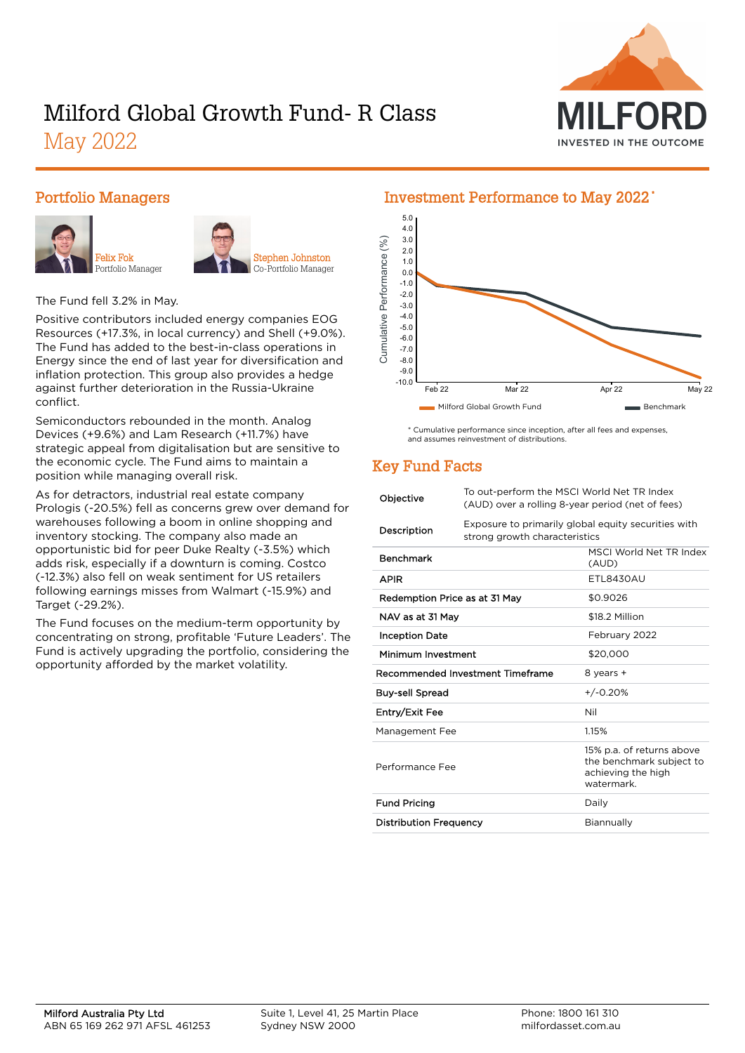# Milford Global Growth Fund- R Class

May 2022

MILFORD
INVESTED IN THE OUTCOME

## Portfolio Managers

Felix Fok
Portfolio Manager

Stephen Johnston
Co-Portfolio Manager

The Fund fell 3.2% in May.

Positive contributors included energy companies EOG Resources (+17.3%, in local currency) and Shell (+9.0%). The Fund has added to the best-in-class operations in Energy since the end of last year for diversification and inflation protection. This group also provides a hedge against further deterioration in the Russia-Ukraine conflict.

Semiconductors rebounded in the month. Analog Devices (+9.6%) and Lam Research (+11.7%) have strategic appeal from digitalisation but are sensitive to the economic cycle. The Fund aims to maintain a position while managing overall risk.

As for detractors, industrial real estate company Prologis (-20.5%) fell as concerns grew over demand for warehouses following a boom in online shopping and inventory stocking. The company also made an opportunistic bid for peer Duke Realty (-3.5%) which adds risk, especially if a downturn is coming. Costco (-12.3%) also fell on weak sentiment for US retailers following earnings misses from Walmart (-15.9%) and Target (-29.2%).

The Fund focuses on the medium-term opportunity by concentrating on strong, profitable 'Future Leaders'. The Fund is actively upgrading the portfolio, considering the opportunity afforded by the market volatility.

## Investment Performance to May 2022*

Cumulative Performance (%)
5.0
4.0
3.0
2.0
1.0
0.0
-1.0
-2.0
-3.0
-4.0
-5.0
-6.0
-7.0
-8.0
-9.0
-10.0
Feb 22
Mar 22
Apr 22
May 22
Milford Global Growth Fund
Benchmark

\* Cumulative performance since inception, after all fees and expenses, and assumes reinvestment of distributions.

## Key Fund Facts

| | |
|---|---|
| Objective | To out-perform the MSCI World Net TR Index (AUD) over a rolling 8-year period (net of fees) |
| Description | Exposure to primarily global equity securities with strong growth characteristics |
| Benchmark | MSCI World Net TR Index (AUD) |
| APIR | ETL8430AU |
| Redemption Price as at 31 May | $0.9026 |
| NAV as at 31 May | $18.2 Million |
| Inception Date | February 2022 |
| Minimum Investment | $20,000 |
| Recommended Investment Timeframe | 8 years + |
| Buy-sell Spread | +/-0.20% |
| Entry/Exit Fee | Nil |
| Management Fee | 1.15% |
| Performance Fee | 15% p.a. of returns above the benchmark subject to achieving the high watermark. |
| Fund Pricing | Daily |
| Distribution Frequency | Biannually |

Milford Australia Pty Ltd
ABN 65 169 262 971 AFSL 461253

Suite 1, Level 41, 25 Martin Place
Sydney NSW 2000

Phone: 1800 161 310
milfordasset.com.au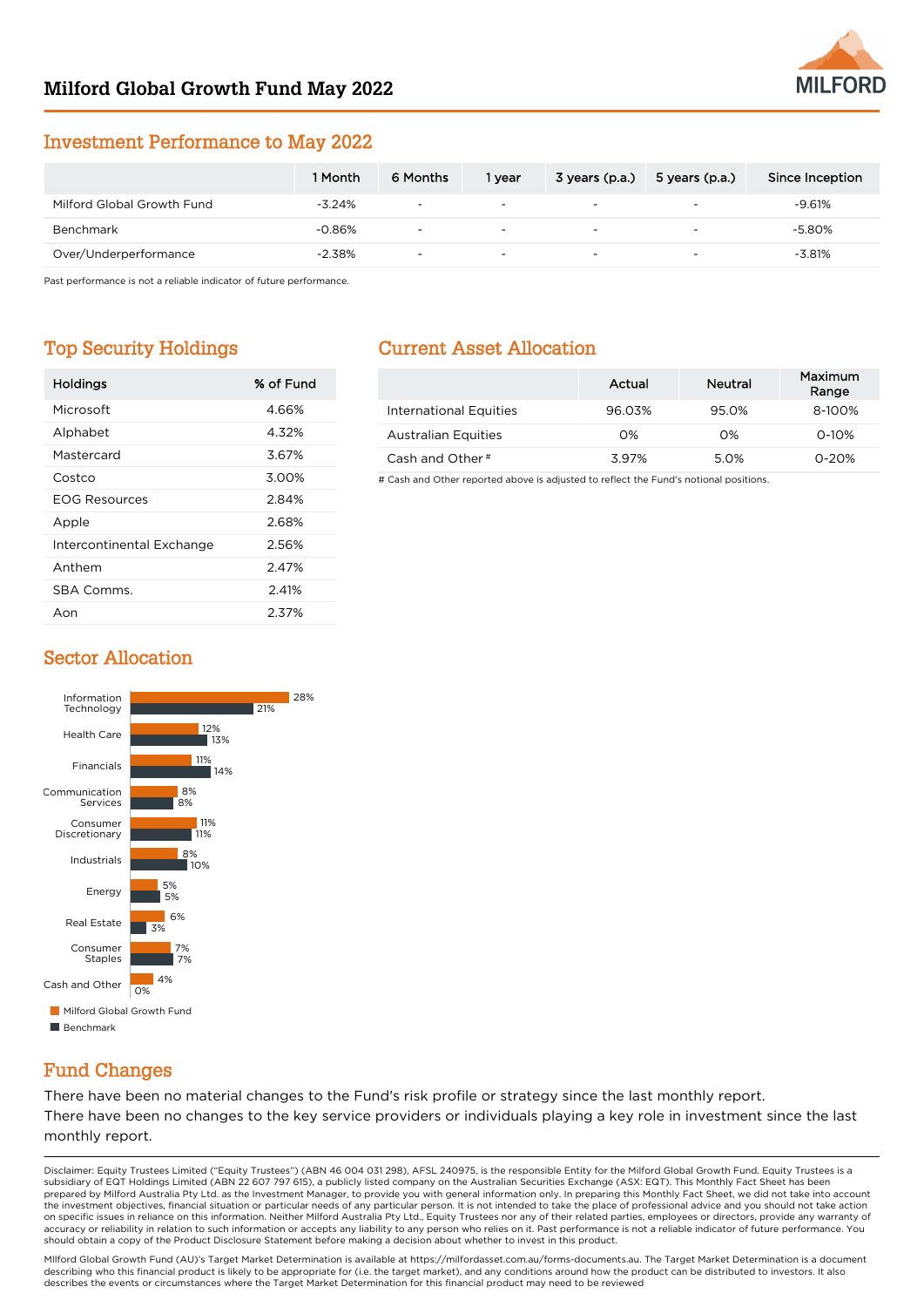# Milford Global Growth Fund May 2022

## Investment Performance to May 2022

| | 1 Month | 6 Months | 1 year | 3 years (p.a.) | 5 years (p.a.) | Since Inception |
|---|---|---|---|---|---|---|
| Milford Global Growth Fund | -3.24% | - | - | - | - | -9.61% |
| Benchmark | -0.86% | - | - | - | - | -5.80% |
| Over/Underperformance | -2.38% | - | - | - | - | -3.81% |

Past performance is not a reliable indicator of future performance.

## Top Security Holdings

| Holdings | % of Fund |
|---|---|
| Microsoft | 4.66% |
| Alphabet | 4.32% |
| Mastercard | 3.67% |
| Costco | 3.00% |
| EOG Resources | 2.84% |
| Apple | 2.68% |
| Intercontinental Exchange | 2.56% |
| Anthem | 2.47% |
| SBA Comms. | 2.41% |
| Aon | 2.37% |

## Current Asset Allocation

| | Actual | Neutral | Maximum Range |
|---|---|---|---|
| International Equities | 96.03% | 95.0% | 8-100% |
| Australian Equities | 0% | 0% | 0-10% |
| Cash and Other # | 3.97% | 5.0% | 0-20% |

# Cash and Other reported above is adjusted to reflect the Fund's notional positions.

## Sector Allocation

Information Technology 28% 21%
Health Care 12% 13%
Financials 11% 14%
Communication Services 8% 8%
Consumer Discretionary 11% 11%
Industrials 8% 10%
Energy 5% 5%
Real Estate 6% 3%
Consumer Staples 7% 7%
Cash and Other 4% 0%

Milford Global Growth Fund
Benchmark

## Fund Changes

There have been no material changes to the Fund's risk profile or strategy since the last monthly report.
There have been no changes to the key service providers or individuals playing a key role in investment since the last monthly report.

Disclaimer: Equity Trustees Limited ("Equity Trustees") (ABN 46 004 031 298), AFSL 240975, is the responsible Entity for the Milford Global Growth Fund. Equity Trustees is a subsidiary of EQT Holdings Limited (ABN 22 607 797 615), a publicly listed company on the Australian Securities Exchange (ASX: EQT). This Monthly Fact Sheet has been prepared by Milford Australia Pty Ltd. as the Investment Manager, to provide you with general information only. In preparing this Monthly Fact Sheet, we did not take into account the investment objectives, financial situation or particular needs of any particular person. It is not intended to take the place of professional advice and you should not take action on specific issues in reliance on this information. Neither Milford Australia Pty Ltd., Equity Trustees nor any of their related parties, employees or directors, provide any warranty of accuracy or reliability in relation to such information or accepts any liability to any person who relies on it. Past performance is not a reliable indicator of future performance. You should obtain a copy of the Product Disclosure Statement before making a decision about whether to invest in this product.

Milford Global Growth Fund (AU)'s Target Market Determination is available at https://milfordasset.com.au/forms-documents.au. The Target Market Determination is a document describing who this financial product is likely to be appropriate for (i.e. the target market), and any conditions around how the product can be distributed to investors. It also describes the events or circumstances where the Target Market Determination for this financial product may need to be reviewed